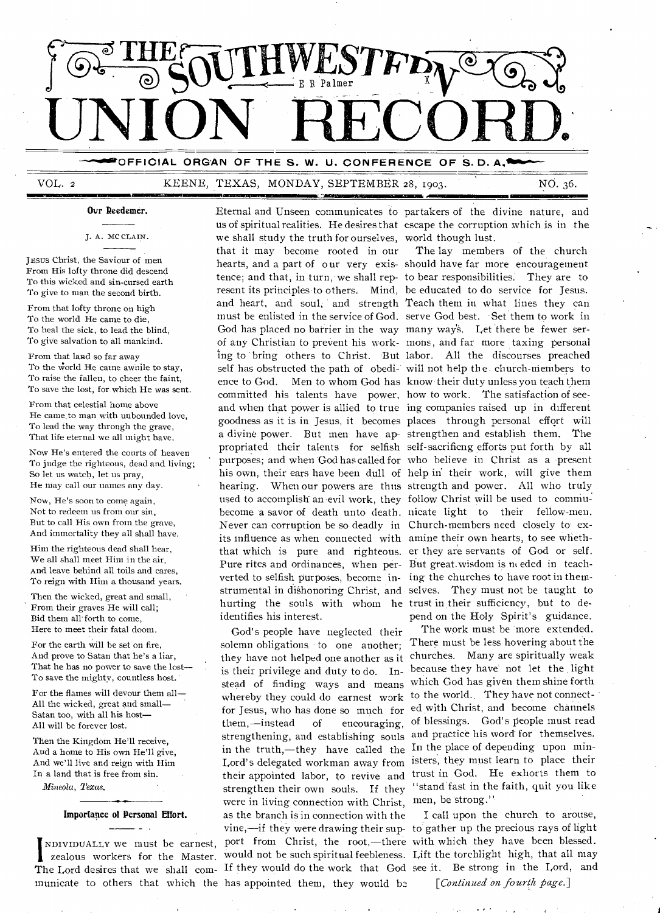# THE SOUTHWESTERN UNION RECORD.

OFFICIAL ORGAN OF THE S. W. U. CONFERENCE OF S. D. A.

VOL. 2 KEENE, TEXAS, MONDAY, SEPTEMBER 28, 1903. NO. 36.

## Our Redeemer.

J. A. MCCLAIN.

JESUS Christ, the Saviour of men
From His lofty throne did descend
To this wicked and sin-cursed earth
To give to man the second birth.

From that lofty throne on high
To the world He came to die,
To heal the sick, to lead the blind,
To give salvation to all mankind.

From that land so far away
To the world He came awhile to stay,
To raise the fallen, to cheer the faint,
To save the lost, for which He was sent.

From that celestial home above
He came to man with unbounded love,
To lead the way through the grave,
That life eternal we all might have.

Now He's entered the courts of heaven
To judge the righteous, dead and living;
So let us watch, let us pray,
He may call our names any day.

Now, He's soon to come again,
Not to redeem us from our sin,
But to call His own from the grave,
And immortality they all shall have.

Him the righteous dead shall hear,
We all shall meet Him in the air,
And leave behind all toils and cares,
To reign with Him a thousand years.

Then the wicked, great and small,
From their graves He will call;
Bid them all forth to come,
Here to meet their fatal doom.

For the earth will be set on fire,
And prove to Satan that he's a liar,
That he has no power to save the lost—
To save the mighty, countless host.

For the flames will devour them all—
All the wicked, great and small—
Satan too, with all his host—
All will be forever lost.

Then the Kingdom He'll receive,
And a home to His own He'll give,
And we'll live and reign with Him
In a land that is free from sin.

*Mineola, Texas.*

## Importance of Personal Effort.

INDIVIDUALLY we must be earnest, zealous workers for the Master. The Lord desires that we shall communicate to others that which the Eternal and Unseen communicates to us of spiritual realities. He desires that we shall study the truth for ourselves, that it may become rooted in our hearts, and a part of our very existence; and that, in turn, we shall represent its principles to others. Mind, and heart, and soul, and strength must be enlisted in the service of God. God has placed no barrier in the way of any Christian to prevent his working to bring others to Christ. But self has obstructed the path of obedience to God. Men to whom God has committed his talents have power, and when that power is allied to true goodness as it is in Jesus, it becomes a divine power. But men have appropriated their talents for selfish purposes; and when God has called for his own, their ears have been dull of hearing. When our powers are thus used to accomplish an evil work, they become a savor of death unto death. Never can corruption be so deadly in its influence as when connected with that which is pure and righteous. Pure rites and ordinances, when perverted to selfish purposes, become instrumental in dishonoring Christ, and hurting the souls with whom he identifies his interest.

God's people have neglected their solemn obligations to one another; they have not helped one another as it is their privilege and duty to do. Instead of finding ways and means whereby they could do earnest work for Jesus, who has done so much for them,—instead of encouraging, strengthening, and establishing souls in the truth,—they have called the Lord's delegated workman away from their appointed labor, to revive and strengthen their own souls. If they were in living connection with Christ, as the branch is in connection with the vine,—if they were drawing their support from Christ, the root,—there would not be such spiritual feebleness. If they would do the work that God has appointed them, they would be partakers of the divine nature, and escape the corruption which is in the world though lust.

The lay members of the church should have far more encouragement to bear responsibilities. They are to be educated to do service for Jesus. Teach them in what lines they can serve God best. Set them to work in many ways. Let there be fewer sermons, and far more taxing personal labor. All the discourses preached will not help the church-members to know their duty unless you teach them how to work. The satisfaction of seeing companies raised up in different places through personal effort will strengthen and establish them. The self-sacrificng efforts put forth by all who believe in Christ as a present help in their work, will give them strength and power. All who truly follow Christ will be used to communicate light to their fellow-men. Church-members need closely to examine their own hearts, to see whether they are servants of God or self. But great wisdom is needed in teaching the churches to have root in themselves. They must not be taught to trust in their sufficiency, but to depend on the Holy Spirit's guidance.

The work must be more extended. There must be less hovering about the churches. Many are spiritually weak because they have not let the light which God has given them shine forth to the world. They have not connected with Christ, and become channels of blessings. God's people must read and practice his word for themselves. In the place of depending upon ministers, they must learn to place their trust in God. He exhorts them to "stand fast in the faith, quit you like men, be strong."

I call upon the church to arouse, to gather up the precious rays of light with which they have been blessed. Lift the torchlight high, that all may see it. Be strong in the Lord, and

[*Continued on fourth page.*]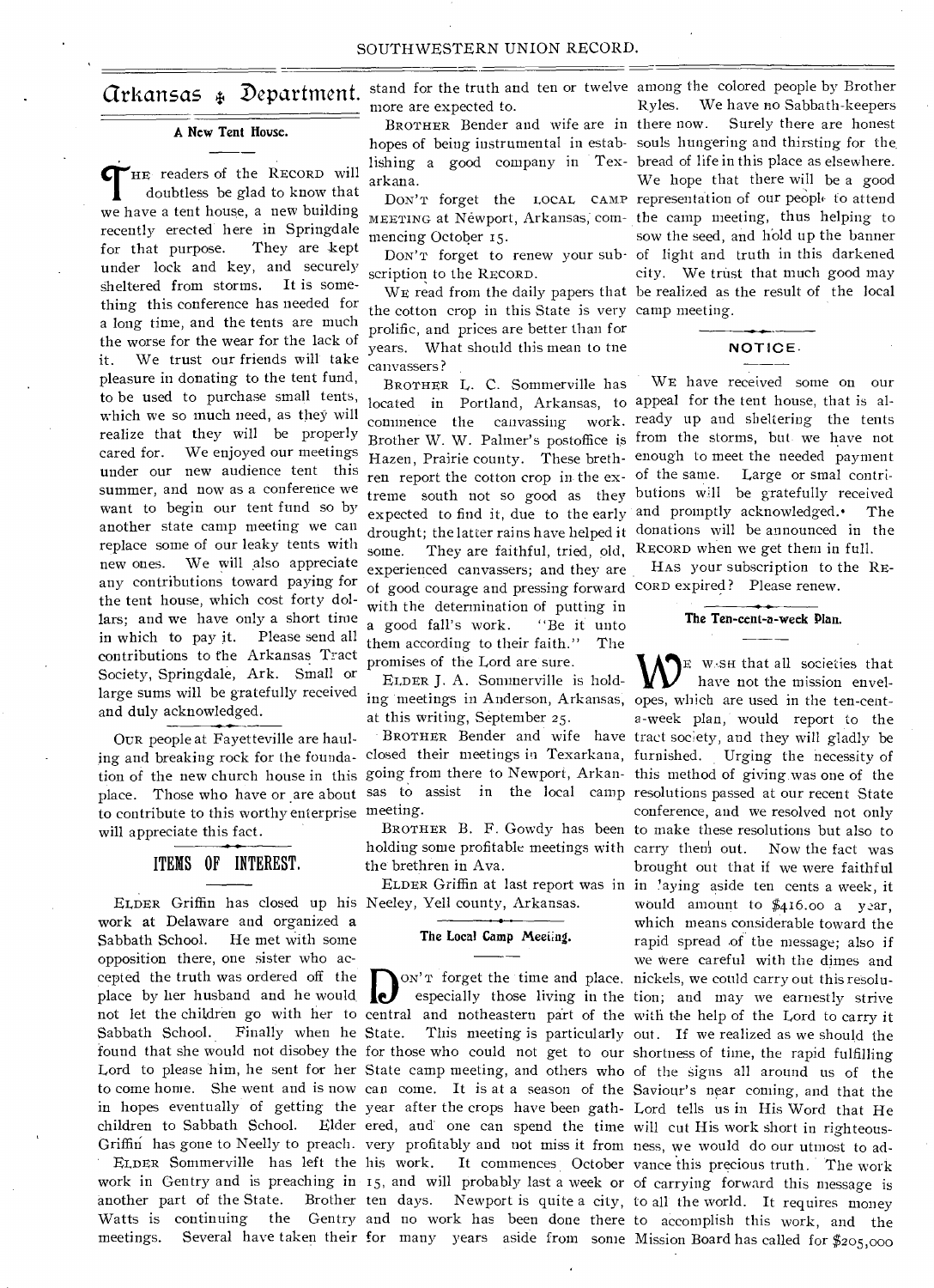# Arkansas Department.

### A New Tent House.

The readers of the RECORD will doubtless be glad to know that we have a tent house, a new building recently erected here in Springdale for that purpose. They are kept under lock and key, and securely sheltered from storms. It is something this conference has needed for a long time, and the tents are much the worse for the wear for the lack of it. We trust our friends will take pleasure in donating to the tent fund, to be used to purchase small tents, which we so much need, as they will realize that they will be properly cared for. We enjoyed our meetings under our new audience tent this summer, and now as a conference we want to begin our tent fund so by another state camp meeting we can replace some of our leaky tents with new ones. We will also appreciate any contributions toward paying for the tent house, which cost forty dollars; and we have only a short time in which to pay it. Please send all contributions to the Arkansas Tract Society, Springdale, Ark. Small or large sums will be gratefully received and duly acknowledged.

OUR people at Fayetteville are hauling and breaking rock for the foundation of the new church house in this place. Those who have or are about to contribute to this worthy enterprise will appreciate this fact.

## ITEMS OF INTEREST.

ELDER Griffin has closed up his work at Delaware and organized a Sabbath School. He met with some opposition there, one sister who accepted the truth was ordered off the place by her husband and he would not let the children go with her to Sabbath School. Finally when he found that she would not disobey the Lord to please him, he sent for her to come home. She went and is now in hopes eventually of getting the children to Sabbath School. Elder Griffin has gone to Neelly to preach.

ELDER Sommerville has left the work in Gentry and is preaching in another part of the State. Brother Watts is continuing the Gentry meetings. Several have taken their stand for the truth and ten or twelve more are expected to.

BROTHER Bender and wife are in hopes of being instrumental in establishing a good company in Texarkana.

DON'T forget the LOCAL CAMP MEETING at Newport, Arkansas, commencing October 15.

DON'T forget to renew your subscription to the RECORD.

WE read from the daily papers that the cotton crop in this State is very prolific, and prices are better than for years. What should this mean to the canvassers?

BROTHER L. C. Sommerville has located in Portland, Arkansas, to commence the canvassing work. Brother W. W. Palmer's postoffice is Hazen, Prairie county. These brethren report the cotton crop in the extreme south not so good as they expected to find it, due to the early drought; the latter rains have helped it some. They are faithful, tried, old, experienced canvassers; and they are of good courage and pressing forward with the determination of putting in a good fall's work. "Be it unto them according to their faith." The promises of the Lord are sure.

ELDER J. A. Sommerville is holding meetings in Anderson, Arkansas, at this writing, September 25.

BROTHER Bender and wife have closed their meetings in Texarkana, going from there to Newport, Arkansas to assist in the local camp meeting.

BROTHER B. F. Gowdy has been holding some profitable meetings with the brethren in Ava.

ELDER Griffin at last report was in Neeley, Yell county, Arkansas.

### The Local Camp Meeting.

DON'T forget the time and place, especially those living in the central and notheastern part of the State. This meeting is particularly for those who could not get to our State camp meeting, and others who can come. It is at a season of the year after the crops have been gathered, and one can spend the time very profitably and not miss it from his work. It commences October 15, and will probably last a week or ten days. Newport is quite a city, and no work has been done there for many years aside from some among the colored people by Brother Ryles. We have no Sabbath-keepers there now. Surely there are honest souls hungering and thirsting for the bread of life in this place as elsewhere. We hope that there will be a good representation of our people to attend the camp meeting, thus helping to sow the seed, and hold up the banner of light and truth in this darkened city. We trust that much good may be realized as the result of the local camp meeting.

### NOTICE.

WE have received some on our appeal for the tent house, that is already up and sheltering the tents from the storms, but we have not enough to meet the needed payment of the same. Large or smal contributions will be gratefully received and promptly acknowledged. The donations will be announced in the RECORD when we get them in full.

HAS your subscription to the RECORD expired? Please renew.

### The Ten-cent-a-week Plan.

WE wish that all societies that have not the mission envelopes, which are used in the ten-cent-a-week plan, would report to the tract society, and they will gladly be furnished. Urging the necessity of this method of giving was one of the resolutions passed at our recent State conference, and we resolved not only to make these resolutions but also to carry them out. Now the fact was brought out that if we were faithful in laying aside ten cents a week, it would amount to $416.00 a year, which means considerable toward the rapid spread of the message; also if we were careful with the dimes and nickels, we could carry out this resolution; and may we earnestly strive with the help of the Lord to carry it out. If we realized as we should the shortness of time, the rapid fulfilling of the signs all around us of the Saviour's near coming, and that the Lord tells us in His Word that He will cut His work short in righteousness, we would do our utmost to advance this precious truth. The work of carrying forward this message is to all the world. It requires money to accomplish this work, and the Mission Board has called for $205,000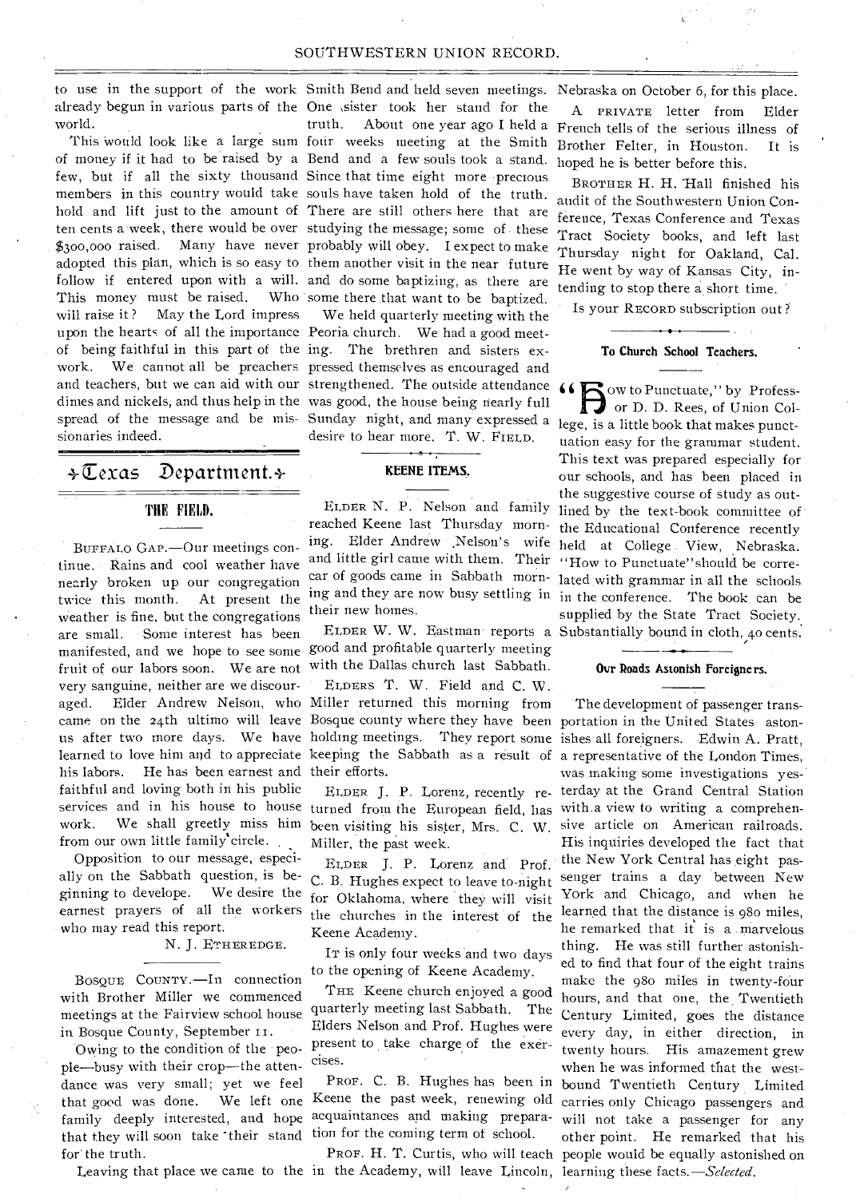to use in the support of the work already begun in various parts of the world.

This would look like a large sum of money if it had to be raised by a few, but if all the sixty thousand members in this country would take hold and lift just to the amount of ten cents a week, there would be over $300,000 raised. Many have never adopted this plan, which is so easy to follow if entered upon with a will. This money must be raised. Who will raise it? May the Lord impress upon the hearts of all the importance of being faithful in this part of the work. We cannot all be preachers and teachers, but we can aid with our dimes and nickels, and thus help in the spread of the message and be missionaries indeed.

## Texas Department.

### THE FIELD.

BUFFALO GAP.—Our meetings continue. Rains and cool weather have nearly broken up our congregation twice this month. At present the weather is fine, but the congregations are small. Some interest has been manifested, and we hope to see some fruit of our labors soon. We are not very sanguine, neither are we discouraged. Elder Andrew Nelson, who came on the 24th ultimo will leave us after two more days. We have learned to love him and to appreciate his labors. He has been earnest and faithful and loving both in his public services and in his house to house work. We shall greatly miss him from our own little family circle.

Opposition to our message, especially on the Sabbath question, is beginning to develope. We desire the earnest prayers of all the workers who may read this report.

N. J. ETHEREDGE.

BOSQUE COUNTY.—In connection with Brother Miller we commenced meetings at the Fairview school house in Bosque County, September 11.

Owing to the condition of the people—busy with their crop—the attendance was very small; yet we feel that good was done. We left one family deeply interested, and hope that they will soon take their stand for the truth.

Leaving that place we came to the Smith Bend and held seven meetings. One sister took her stand for the truth. About one year ago I held a four weeks meeting at the Smith Bend and a few souls took a stand. Since that time eight more precious souls have taken hold of the truth. There are still others here that are studying the message; some of these probably will obey. I expect to make them another visit in the near future and do some baptizing, as there are some there that want to be baptized.

We held quarterly meeting with the Peoria church. We had a good meeting. The brethren and sisters expressed themselves as encouraged and strengthened. The outside attendance was good, the house being nearly full Sunday night, and many expressed a desire to hear more. T. W. FIELD.

### KEENE ITEMS.

ELDER N. P. Nelson and family reached Keene last Thursday morning. Elder Andrew Nelson's wife and little girl came with them. Their car of goods came in Sabbath morning and they are now busy settling in their new homes.

ELDER W. W. Eastman reports a good and profitable quarterly meeting with the Dallas church last Sabbath.

ELDERS T. W. Field and C. W. Miller returned this morning from Bosque county where they have been holding meetings. They report some keeping the Sabbath as a result of their efforts.

ELDER J. P. Lorenz, recently returned from the European field, has been visiting his sister, Mrs. C. W. Miller, the past week.

ELDER J. P. Lorenz and Prof. C. B. Hughes expect to leave to-night for Oklahoma, where they will visit the churches in the interest of the Keene Academy.

IT is only four weeks and two days to the opening of Keene Academy.

THE Keene church enjoyed a good quarterly meeting last Sabbath. The Elders Nelson and Prof. Hughes were present to take charge of the exercises.

PROF. C. B. Hughes has been in Keene the past week, renewing old acquaintances and making preparation for the coming term of school.

PROF. H. T. Curtis, who will teach in the Academy, will leave Lincoln, Nebraska on October 6, for this place.

A PRIVATE letter from Elder French tells of the serious illness of Brother Felter, in Houston. It is hoped he is better before this.

BROTHER H. H. Hall finished his audit of the Southwestern Union Conference, Texas Conference and Texas Tract Society books, and left last Thursday night for Oakland, Cal. He went by way of Kansas City, intending to stop there a short time.

Is your RECORD subscription out?

### To Church School Teachers.

"How to Punctuate," by Professor D. D. Rees, of Union College, is a little book that makes punctuation easy for the grammar student. This text was prepared especially for our schools, and has been placed in the suggestive course of study as outlined by the text-book committee of the Educational Conference recently held at College View, Nebraska. "How to Punctuate" should be correlated with grammar in all the schools in the conference. The book can be supplied by the State Tract Society. Substantially bound in cloth, 40 cents.

### Our Roads Astonish Foreigners.

The development of passenger transportation in the United States astonishes all foreigners. Edwin A. Pratt, a representative of the London Times, was making some investigations yesterday at the Grand Central Station with a view to writing a comprehensive article on American railroads. His inquiries developed the fact that the New York Central has eight passenger trains a day between New York and Chicago, and when he learned that the distance is 980 miles, he remarked that it is a marvelous thing. He was still further astonished to find that four of the eight trains make the 980 miles in twenty-four hours, and that one, the Twentieth Century Limited, goes the distance every day, in either direction, in twenty hours. His amazement grew when he was informed that the westbound Twentieth Century Limited carries only Chicago passengers and will not take a passenger for any other point. He remarked that his people would be equally astonished on learning these facts.—*Selected.*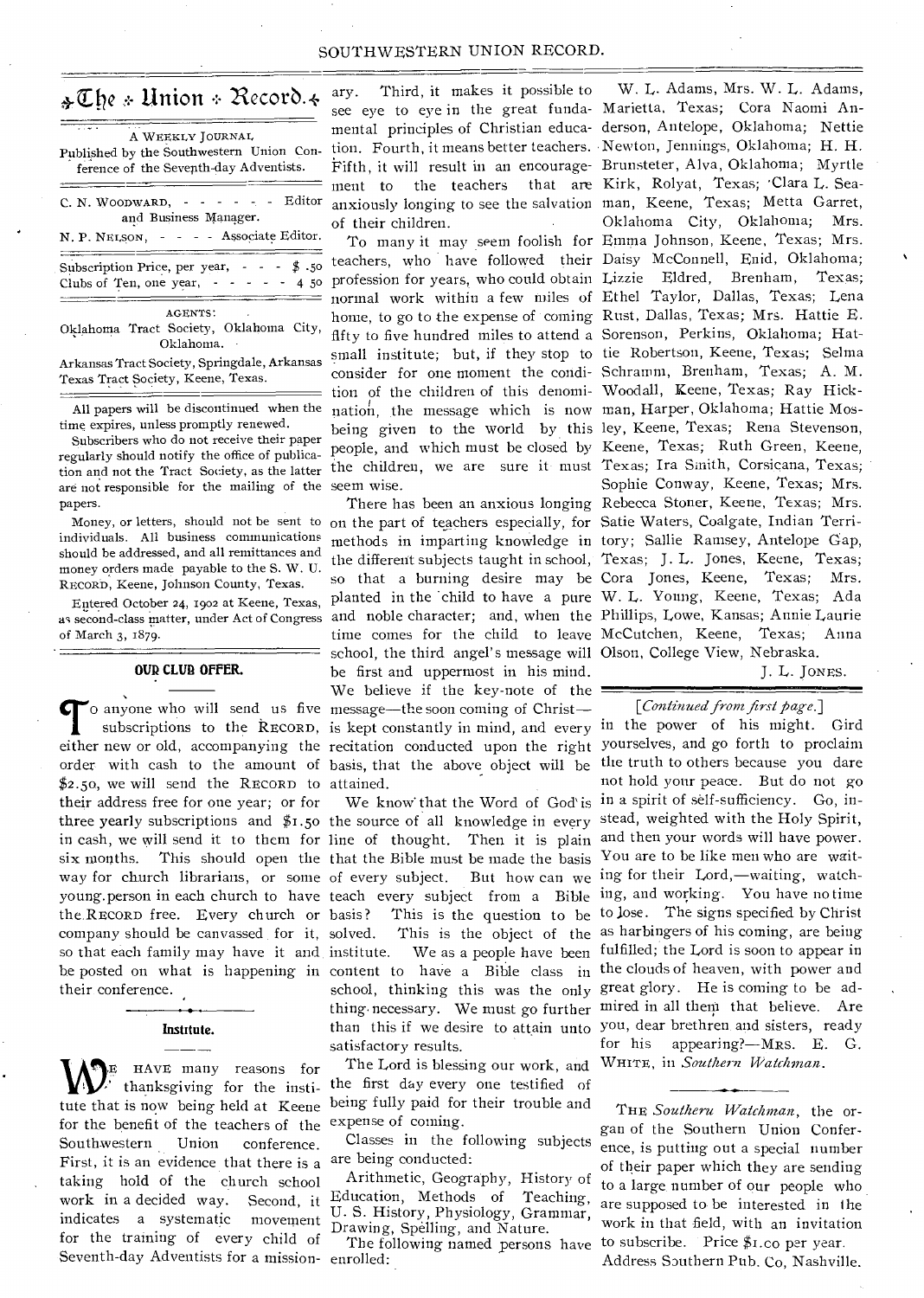# The Union Record.

A WEEKLY JOURNAL

Published by the Southwestern Union Conference of the Seventh-day Adventists.

C. N. WOODWARD, - - - - - - Editor and Business Manager.

N. P. NELSON, - - - - Associate Editor.

Subscription Price, per year, - - - $ .50
Clubs of Ten, one year, - - - - - 4 50

AGENTS:

Oklahoma Tract Society, Oklahoma City, Oklahoma.

Arkansas Tract Society, Springdale, Arkansas

Texas Tract Society, Keene, Texas.

All papers will be discontinued when the time expires, unless promptly renewed.

Subscribers who do not receive their paper regularly should notify the office of publication and not the Tract Society, as the latter are not responsible for the mailing of the papers.

Money, or letters, should not be sent to individuals. All business communications should be addressed, and all remittances and money orders made payable to the S. W. U. RECORD, Keene, Johnson County, Texas.

Entered October 24, 1902 at Keene, Texas, as second-class matter, under Act of Congress of March 3, 1879.

## OUR CLUB OFFER.

To anyone who will send us five subscriptions to the RECORD, either new or old, accompanying the order with cash to the amount of $2.50, we will send the RECORD to their address free for one year; or for three yearly subscriptions and $1.50 in cash, we will send it to them for six months. This should open the way for church librarians, or some young person in each church to have the RECORD free. Every church or company should be canvassed for it, so that each family may have it and be posted on what is happening in their conference.

## Institute.

WE HAVE many reasons for thanksgiving for the institute that is now being held at Keene for the benefit of the teachers of the Southwestern Union conference. First, it is an evidence that there is a taking hold of the church school work in a decided way. Second, it indicates a systematic movement for the training of every child of Seventh-day Adventists for a missionary. Third, it makes it possible to see eye to eye in the great fundamental principles of Christian education. Fourth, it means better teachers. Fifth, it will result in an encouragement to the teachers that are anxiously longing to see the salvation of their children.

To many it may seem foolish for teachers, who have followed their profession for years, who could obtain normal work within a few miles of home, to go to the expense of coming fifty to five hundred miles to attend a small institute; but, if they stop to consider for one moment the condition of the children of this denomination, the message which is now being given to the world by this people, and which must be closed by the children, we are sure it must seem wise.

There has been an anxious longing on the part of teachers especially, for methods in imparting knowledge in the different subjects taught in school, so that a burning desire may be planted in the child to have a pure and noble character; and, when the time comes for the child to leave school, the third angel's message will be first and uppermost in his mind. We believe if the key-note of the message—the soon coming of Christ—is kept constantly in mind, and every recitation conducted upon the right basis, that the above object will be attained.

We know that the Word of God is the source of all knowledge in every line of thought. Then it is plain that the Bible must be made the basis of every subject. But how can we teach every subject from a Bible basis? This is the question to be solved. This is the object of the institute. We as a people have been content to have a Bible class in school, thinking this was the only thing necessary. We must go further than this if we desire to attain unto satisfactory results.

The Lord is blessing our work, and the first day every one testified of being fully paid for their trouble and expense of coming.

Classes in the following subjects are being conducted:

Arithmetic, Geography, History of Education, Methods of Teaching, U. S. History, Physiology, Grammar, Drawing, Spelling, and Nature.

The following named persons have enrolled:

W. L. Adams, Mrs. W. L. Adams, Marietta, Texas; Cora Naomi Anderson, Antelope, Oklahoma; Nettie Newton, Jennings, Oklahoma; H. H. Brunsteter, Alva, Oklahoma; Myrtle Kirk, Rolyat, Texas; Clara L. Seaman, Keene, Texas; Metta Garret, Oklahoma City, Oklahoma; Mrs. Emma Johnson, Keene, Texas; Mrs. Daisy McConnell, Enid, Oklahoma; Lizzie Eldred, Brenham, Texas; Ethel Taylor, Dallas, Texas; Lena Rust, Dallas, Texas; Mrs. Hattie E. Sorenson, Perkins, Oklahoma; Hattie Robertson, Keene, Texas; Selma Schramm, Brenham, Texas; A. M. Woodall, Keene, Texas; Ray Hickman, Harper, Oklahoma; Hattie Mosley, Keene, Texas; Rena Stevenson, Keene, Texas; Ruth Green, Keene, Texas; Ira Smith, Corsicana, Texas; Sophie Conway, Keene, Texas; Mrs. Rebecca Stoner, Keene, Texas; Mrs. Satie Waters, Coalgate, Indian Territory; Sallie Ramsey, Antelope Gap, Texas; J. L. Jones, Keene, Texas; Cora Jones, Keene, Texas; Mrs. W. L. Young, Keene, Texas; Ada Phillips, Lowe, Kansas; Annie Laurie McCutchen, Keene, Texas; Anna Olson, College View, Nebraska.

J. L. JONES.

*[Continued from first page.]*

in the power of his might. Gird yourselves, and go forth to proclaim the truth to others because you dare not hold your peace. But do not go in a spirit of self-sufficiency. Go, instead, weighted with the Holy Spirit, and then your words will have power. You are to be like men who are waiting for their Lord,—waiting, watching, and working. You have no time to lose. The signs specified by Christ as harbingers of his coming, are being fulfilled; the Lord is soon to appear in the clouds of heaven, with power and great glory. He is coming to be admired in all them that believe. Are you, dear brethren and sisters, ready for his appearing?—MRS. E. G. WHITE, in *Southern Watchman*.

THE *Southern Watchman*, the organ of the Southern Union Conference, is putting out a special number of their paper which they are sending to a large number of our people who are supposed to be interested in the work in that field, with an invitation to subscribe. Price $1.00 per year. Address Southern Pub. Co, Nashville.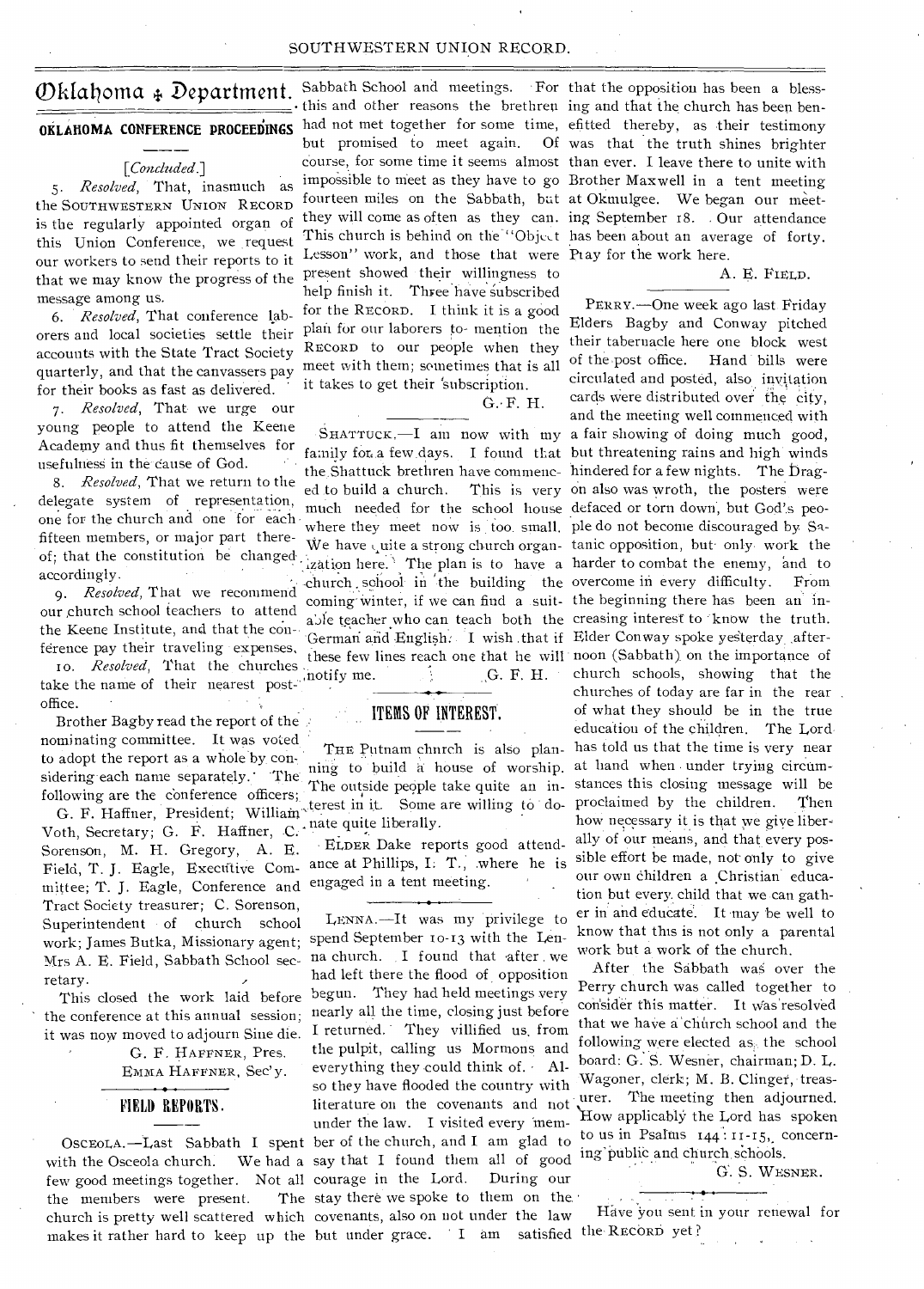# Oklahoma Department.

## OKLAHOMA CONFERENCE PROCEEDINGS

[*Concluded.*]

5. *Resolved*, That, inasmuch as the SOUTHWESTERN UNION RECORD is the regularly appointed organ of this Union Conference, we request our workers to send their reports to it that we may know the progress of the message among us.

6. *Resolved*, That conference laborers and local societies settle their accounts with the State Tract Society quarterly, and that the canvassers pay for their books as fast as delivered.

7. *Resolved*, That we urge our young people to attend the Keene Academy and thus fit themselves for usefulness in the cause of God.

8. *Resolved*, That we return to the delegate system of representation, one for the church and one for each fifteen members, or major part thereof; that the constitution be changed accordingly.

9. *Resolved*, That we recommend our church school teachers to attend the Keene Institute, and that the conference pay their traveling expenses.

10. *Resolved*, That the churches take the name of their nearest post-office.

Brother Bagby read the report of the nominating committee. It was voted to adopt the report as a whole by considering each name separately. The following are the conference officers; G. F. Haffner, President; William Voth, Secretary; G. F. Haffner, C. Sorenson, M. H. Gregory, A. E. Field, T. J. Eagle, Executive Committee; T. J. Eagle, Conference and Tract Society treasurer; C. Sorenson, Superintendent of church school work; James Butka, Missionary agent; Mrs A. E. Field, Sabbath School secretary.

This closed the work laid before the conference at this annual session; it was now moved to adjourn Sine die.

G. F. HAFFNER, Pres.
EMMA HAFFNER, Sec'y.

## FIELD REPORTS.

OSCEOLA.—Last Sabbath I spent with the Osceola church. We had a few good meetings together. Not all the members were present. The church is pretty well scattered which makes it rather hard to keep up the Sabbath School and meetings. For this and other reasons the brethren had not met together for some time, but promised to meet again. Of course, for some time it seems almost impossible to meet as they have to go fourteen miles on the Sabbath, but they will come as often as they can. This church is behind on the "Object Lesson" work, and those that were present showed their willingness to help finish it. Three have subscribed for the RECORD. I think it is a good plan for our laborers to mention the RECORD to our people when they meet with them; sometimes that is all it takes to get their subscription.

G. F. H.

SHATTUCK.—I am now with my family for a few days. I found that the Shattuck brethren have commenced to build a church. This is very much needed for the school house where they meet now is too small. We have quite a strong church organization here. The plan is to have a church school in the building the coming winter, if we can find a suitable teacher who can teach both the German and English. I wish that if these few lines reach one that he will notify me.

G. F. H.

## ITEMS OF INTEREST.

THE Putnam church is also planning to build a house of worship. The outside people take quite an interest in it. Some are willing to donate quite liberally.

ELDER Dake reports good attendance at Phillips, I. T., where he is engaged in a tent meeting.

LENNA.—It was my privilege to spend September 10-13 with the Lenna church. I found that after we had left there the flood of opposition begun. They had held meetings very nearly all the time, closing just before I returned. They villified us from the pulpit, calling us Mormons and everything they could think of. Also they have flooded the country with literature on the covenants and not under the law. I visited every member of the church, and I am glad to say that I found them all of good courage in the Lord. During our stay there we spoke to them on the covenants, also on not under the law but under grace. I am satisfied that the opposition has been a blessing and that the church has been benefitted thereby, as their testimony was that the truth shines brighter than ever. I leave there to unite with Brother Maxwell in a tent meeting at Okmulgee. We began our meeting September 18. Our attendance has been about an average of forty. Pray for the work here.

A. E. FIELD.

PERRY.—One week ago last Friday Elders Bagby and Conway pitched their tabernacle here one block west of the post office. Hand bills were circulated and posted, also invitation cards were distributed over the city, and the meeting well commenced with a fair showing of doing much good, but threatening rains and high winds hindered for a few nights. The Dragon also was wroth, the posters were defaced or torn down, but God's people do not become discouraged by Satanic opposition, but only work the harder to combat the enemy, and to overcome in every difficulty. From the beginning there has been an increasing interest to know the truth. Elder Conway spoke yesterday afternoon (Sabbath) on the importance of church schools, showing that the churches of today are far in the rear of what they should be in the true education of the children. The Lord has told us that the time is very near at hand when under trying circumstances this closing message will be proclaimed by the children. Then how necessary it is that we give liberally of our means, and that every possible effort be made, not only to give our own children a Christian education but every child that we can gather in and educate. It may be well to know that this is not only a parental work but a work of the church.

After the Sabbath was over the Perry church was called together to consider this matter. It was resolved that we have a church school and the following were elected as the school board: G. S. Wesner, chairman; D. L. Wagoner, clerk; M. B. Clinger, treasurer. The meeting then adjourned. How applicably the Lord has spoken to us in Psalms 144: 11-15, concerning public and church schools.

G. S. WESNER.

Have you sent in your renewal for the RECORD yet?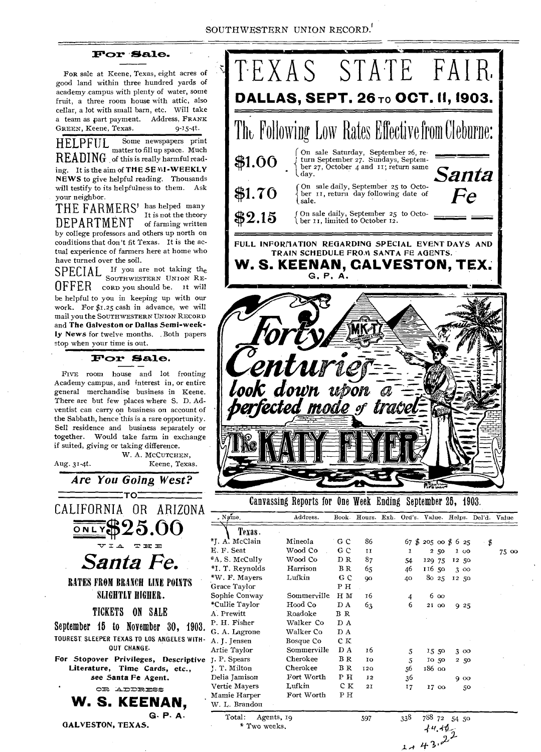## For Sale.

For sale at Keene, Texas, eight acres of good land within three hundred yards of academy campus with plenty of water, some fruit, a three room house with attic, also cellar, a lot with small barn, etc. Will take a team as part payment. Address, FRANK GREEN, Keene, Texas. 9-15-4t.

**HELPFUL READING** Some newspapers print matter to fill up space. Much of this is really harmful reading. It is the aim of **THE SEMI-WEEKLY NEWS** to give helpful reading. Thousands will testify to its helpfulness to them. Ask your neighbor.

**THE FARMERS' DEPARTMENT** has helped many It is not the theory of farming written by college professors and others up north on conditions that don't fit Texas. It is the actual experience of farmers here at home who have turned over the soil.

**SPECIAL OFFER** If you are not taking the SOUTHWESTERN UNION RECORD you should be. It will be helpful to you in keeping up with our work. For $1.25 cash in advance, we will mail you the SOUTHWESTERN UNION RECORD and **The Galveston or Dallas Semi-weekly News** for twelve months. Both papers stop when your time is out.

## For Sale.

FIVE room house and lot fronting Academy campus, and interest in, or entire general merchandise business in Keene. There are but few places where S. D. Adventist can carry on business on account of the Sabbath, hence this is a rare opportunity. Sell residence and business separately or together. Would take farm in exchange if suited, giving or taking difference.

W. A. MCCUTCHEN,
Aug. 31-4t. Keene, Texas.

## *Are You Going West?*

TO

## CALIFORNIA OR ARIZONA

## ONLY $25.00

VIA THE

## *Santa Fe.*

**RATES FROM BRANCH LINE POINTS SLIGHTLY HIGHER.**

**TICKETS ON SALE**

**September 15 to November 30, 1903.**

TOUREST SLEEPER TEXAS TO LOS ANGELES WITHOUT CHANGE.

**For Stopover Privileges, Descriptive Literature, Time Cards, etc., see Santa Fe Agent.**

OR ADDRESS

**W. S. KEENAN,**
G. P. A.
GALVESTON, TEXAS.

# TEXAS STATE FAIR.

## DALLAS, SEPT. 26 TO OCT. 11, 1903.

## The Following Low Rates Effective from Cleburne:

**$1.00** On sale Saturday, September 26, return September 27. Sundays, September 27, October 4 and 11; return same day.

**$1.70** On sale daily, September 25 to October 11, return day following date of sale.

**$2.15** On sale daily, September 25 to October 11, limited to October 12.

***Santa Fe***

FULL INFORMATION REGARDING SPECIAL EVENT DAYS AND TRAIN SCHEDULE FROM SANTA FE AGENTS.

**W. S. KEENAN, GALVESTON, TEX.**
G. P. A.

*Forty Centuries look down upon a perfected mode of travel*

MK-T

THE KATY FLYER

## Canvassing Reports for One Week Ending September 25, 1903.

| Name. | Address. | Book. | Hours. | Exh. | Ord's. | Value. | Helps. | Del'd. | Value |
|---|---|---|---|---|---|---|---|---|---|
| **Texas.** | | | | | | | | | |
| *J. A. McClain | Mineola | G C | 86 | | 67 | $ 205 00 | $ 6 25 | | $ |
| E. F. Seat | Wood Co | G C | 11 | | 1 | 2 50 | 1 00 | | 75 00 |
| *A. S. McCully | Wood Co | D R | 87 | | 54 | 129 75 | 12 50 | | |
| *I. T. Reynolds | Harrison | B R | 65 | | 46 | 116 50 | 3 00 | | |
| *W. F. Mayers | Lufkin | G C | 90 | | 40 | 80 25 | 12 50 | | |
| Grace Taylor | | P H | | | | | | | |
| Sophie Conway | Sommerville | H M | 16 | | 4 | 6 00 | | | |
| *Cullie Taylor | Hood Co | D A | 63 | | 6 | 21 00 | 9 25 | | |
| A. Prewitt | Roadoke | B R | | | | | | | |
| P. H. Fisher | Walker Co | D A | | | | | | | |
| G. A. Lagrone | Walker Co | D A | | | | | | | |
| A. J. Jensen | Bosque Co | C K | | | | | | | |
| Artie Taylor | Sommerville | D A | 16 | | 5 | 15 50 | 3 00 | | |
| J. P. Spears | Cherokee | B R | 10 | | 5 | 10 50 | 2 50 | | |
| J. T. Milton | Cherokee | B R | 120 | | 56 | 186 00 | | | |
| Delia Jamison | Fort Worth | P H | 12 | | 36 | | 9 00 | | |
| Vertie Mayers | Lufkin | C K | 21 | | 17 | 17 00 | 50 | | |
| Mamie Harper | Fort Worth | P H | | | | | | | |
| W. L. Brandon | | | | | | | | | |
| Total: Agents, 19 | | | 597 | | 338 | 788 72 | 54 50 | | |

\* Two weeks.